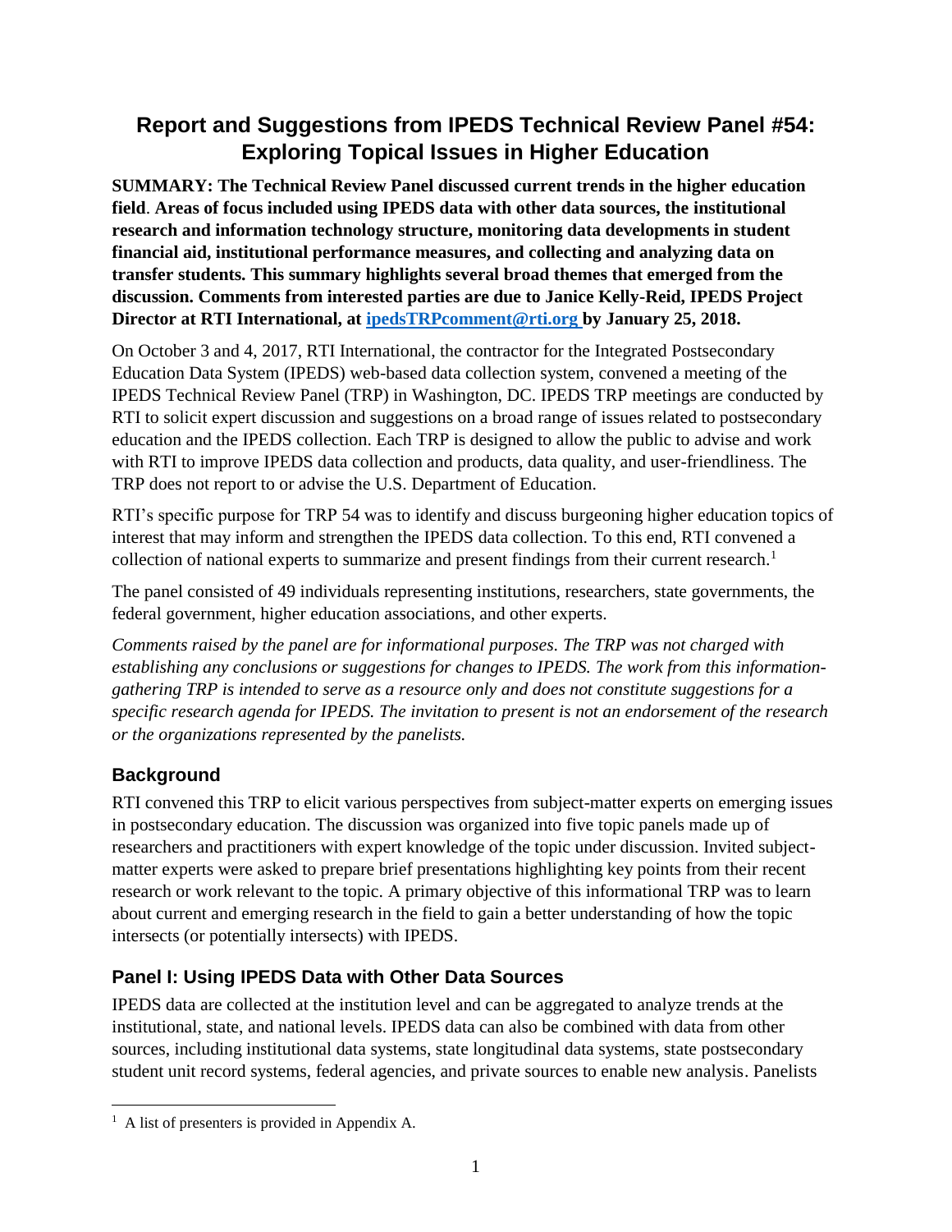# Report and Suggestions from IPEDS Technical Review Panel #54: Exploring Topical Issues in Higher Education

**SUMMARY: The Technical Review Panel discussed current trends in the higher education field. Areas of focus included using IPEDS data with other data sources, the institutional research and information technology structure, monitoring data developments in student financial aid, institutional performance measures, and collecting and analyzing data on transfer students. This summary highlights several broad themes that emerged from the discussion. Comments from interested parties are due to Janice Kelly-Reid, IPEDS Project Director at RTI International, at [ipedsTRPcomment@rti.org](mailto:ipedsTRPcomment@rti.org) by January 25, 2018.**

On October 3 and 4, 2017, RTI International, the contractor for the Integrated Postsecondary Education Data System (IPEDS) web-based data collection system, convened a meeting of the IPEDS Technical Review Panel (TRP) in Washington, DC. IPEDS TRP meetings are conducted by RTI to solicit expert discussion and suggestions on a broad range of issues related to postsecondary education and the IPEDS collection. Each TRP is designed to allow the public to advise and work with RTI to improve IPEDS data collection and products, data quality, and user-friendliness. The TRP does not report to or advise the U.S. Department of Education.

RTI's specific purpose for TRP 54 was to identify and discuss burgeoning higher education topics of interest that may inform and strengthen the IPEDS data collection. To this end, RTI convened a collection of national experts to summarize and present findings from their current research.[1]

The panel consisted of 49 individuals representing institutions, researchers, state governments, the federal government, higher education associations, and other experts.

*Comments raised by the panel are for informational purposes. The TRP was not charged with establishing any conclusions or suggestions for changes to IPEDS. The work from this information-gathering TRP is intended to serve as a resource only and does not constitute suggestions for a specific research agenda for IPEDS. The invitation to present is not an endorsement of the research or the organizations represented by the panelists.*

## Background

RTI convened this TRP to elicit various perspectives from subject-matter experts on emerging issues in postsecondary education. The discussion was organized into five topic panels made up of researchers and practitioners with expert knowledge of the topic under discussion. Invited subject-matter experts were asked to prepare brief presentations highlighting key points from their recent research or work relevant to the topic. A primary objective of this informational TRP was to learn about current and emerging research in the field to gain a better understanding of how the topic intersects (or potentially intersects) with IPEDS.

## Panel I: Using IPEDS Data with Other Data Sources

IPEDS data are collected at the institution level and can be aggregated to analyze trends at the institutional, state, and national levels. IPEDS data can also be combined with data from other sources, including institutional data systems, state longitudinal data systems, state postsecondary student unit record systems, federal agencies, and private sources to enable new analysis. Panelists

[1] A list of presenters is provided in Appendix A.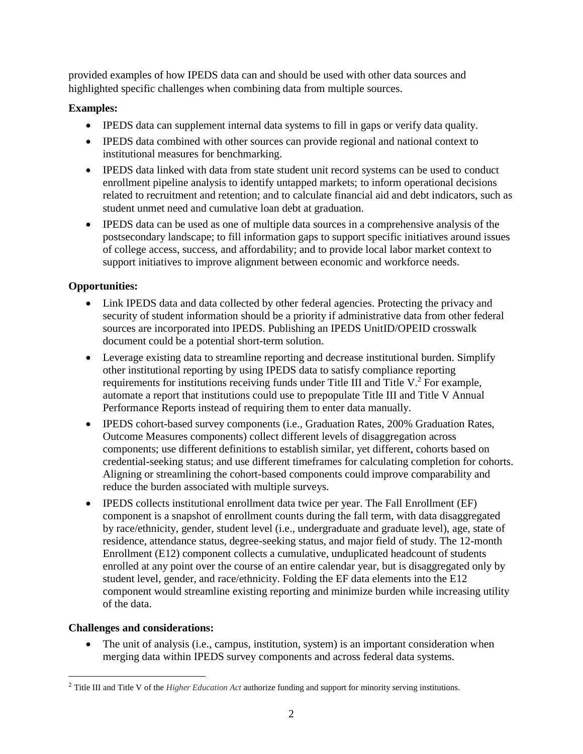provided examples of how IPEDS data can and should be used with other data sources and highlighted specific challenges when combining data from multiple sources.

**Examples:**

- IPEDS data can supplement internal data systems to fill in gaps or verify data quality.
- IPEDS data combined with other sources can provide regional and national context to institutional measures for benchmarking.
- IPEDS data linked with data from state student unit record systems can be used to conduct enrollment pipeline analysis to identify untapped markets; to inform operational decisions related to recruitment and retention; and to calculate financial aid and debt indicators, such as student unmet need and cumulative loan debt at graduation.
- IPEDS data can be used as one of multiple data sources in a comprehensive analysis of the postsecondary landscape; to fill information gaps to support specific initiatives around issues of college access, success, and affordability; and to provide local labor market context to support initiatives to improve alignment between economic and workforce needs.

**Opportunities:**

- Link IPEDS data and data collected by other federal agencies. Protecting the privacy and security of student information should be a priority if administrative data from other federal sources are incorporated into IPEDS. Publishing an IPEDS UnitID/OPEID crosswalk document could be a potential short-term solution.
- Leverage existing data to streamline reporting and decrease institutional burden. Simplify other institutional reporting by using IPEDS data to satisfy compliance reporting requirements for institutions receiving funds under Title III and Title V.[2] For example, automate a report that institutions could use to prepopulate Title III and Title V Annual Performance Reports instead of requiring them to enter data manually.
- IPEDS cohort-based survey components (i.e., Graduation Rates, 200% Graduation Rates, Outcome Measures components) collect different levels of disaggregation across components; use different definitions to establish similar, yet different, cohorts based on credential-seeking status; and use different timeframes for calculating completion for cohorts. Aligning or streamlining the cohort-based components could improve comparability and reduce the burden associated with multiple surveys.
- IPEDS collects institutional enrollment data twice per year. The Fall Enrollment (EF) component is a snapshot of enrollment counts during the fall term, with data disaggregated by race/ethnicity, gender, student level (i.e., undergraduate and graduate level), age, state of residence, attendance status, degree-seeking status, and major field of study. The 12-month Enrollment (E12) component collects a cumulative, unduplicated headcount of students enrolled at any point over the course of an entire calendar year, but is disaggregated only by student level, gender, and race/ethnicity. Folding the EF data elements into the E12 component would streamline existing reporting and minimize burden while increasing utility of the data.

**Challenges and considerations:**

- The unit of analysis (i.e., campus, institution, system) is an important consideration when merging data within IPEDS survey components and across federal data systems.

[2] Title III and Title V of the *Higher Education Act* authorize funding and support for minority serving institutions.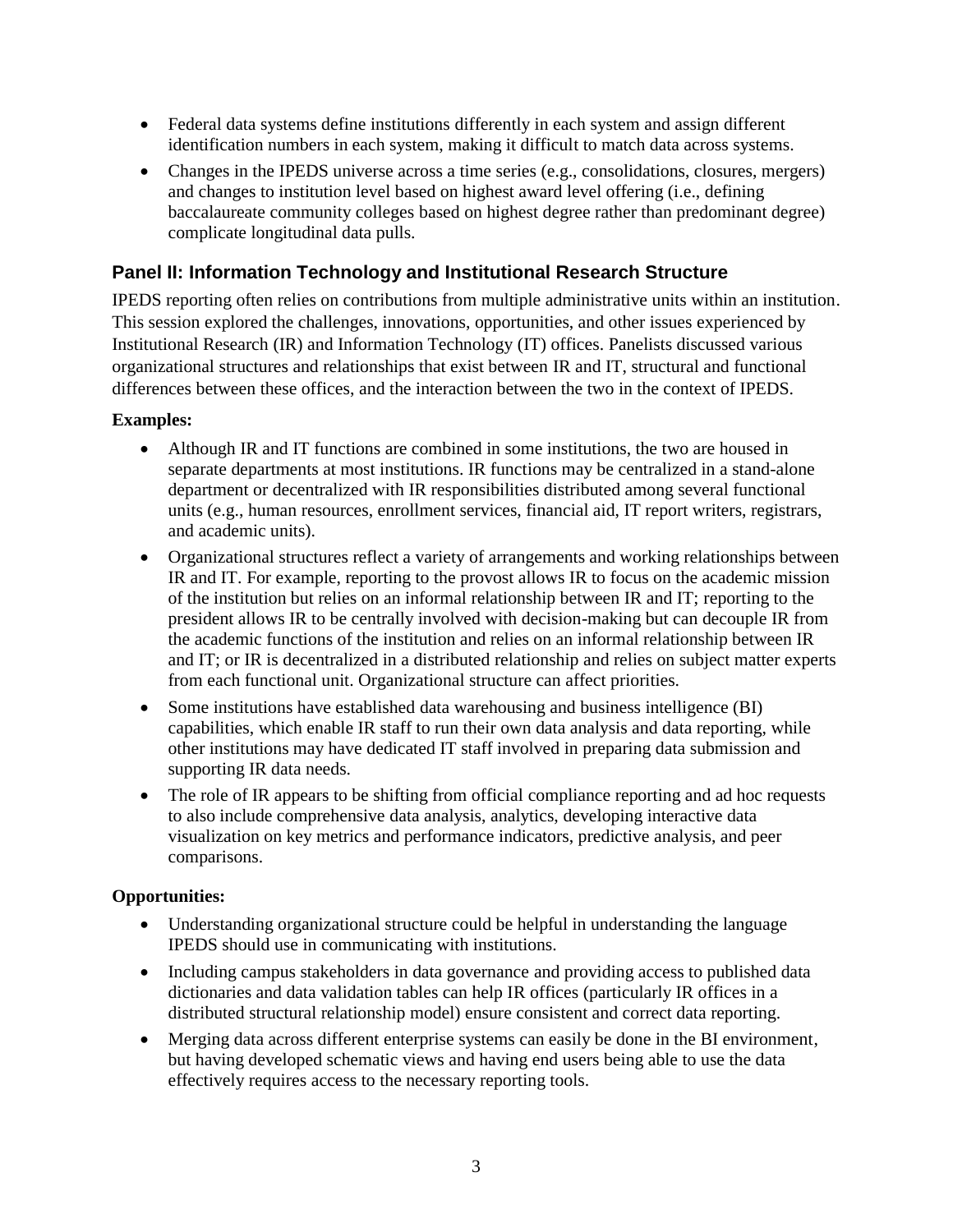- Federal data systems define institutions differently in each system and assign different identification numbers in each system, making it difficult to match data across systems.
- Changes in the IPEDS universe across a time series (e.g., consolidations, closures, mergers) and changes to institution level based on highest award level offering (i.e., defining baccalaureate community colleges based on highest degree rather than predominant degree) complicate longitudinal data pulls.

## Panel II: Information Technology and Institutional Research Structure

IPEDS reporting often relies on contributions from multiple administrative units within an institution. This session explored the challenges, innovations, opportunities, and other issues experienced by Institutional Research (IR) and Information Technology (IT) offices. Panelists discussed various organizational structures and relationships that exist between IR and IT, structural and functional differences between these offices, and the interaction between the two in the context of IPEDS.

**Examples:**

- Although IR and IT functions are combined in some institutions, the two are housed in separate departments at most institutions. IR functions may be centralized in a stand-alone department or decentralized with IR responsibilities distributed among several functional units (e.g., human resources, enrollment services, financial aid, IT report writers, registrars, and academic units).
- Organizational structures reflect a variety of arrangements and working relationships between IR and IT. For example, reporting to the provost allows IR to focus on the academic mission of the institution but relies on an informal relationship between IR and IT; reporting to the president allows IR to be centrally involved with decision-making but can decouple IR from the academic functions of the institution and relies on an informal relationship between IR and IT; or IR is decentralized in a distributed relationship and relies on subject matter experts from each functional unit. Organizational structure can affect priorities.
- Some institutions have established data warehousing and business intelligence (BI) capabilities, which enable IR staff to run their own data analysis and data reporting, while other institutions may have dedicated IT staff involved in preparing data submission and supporting IR data needs.
- The role of IR appears to be shifting from official compliance reporting and ad hoc requests to also include comprehensive data analysis, analytics, developing interactive data visualization on key metrics and performance indicators, predictive analysis, and peer comparisons.

**Opportunities:**

- Understanding organizational structure could be helpful in understanding the language IPEDS should use in communicating with institutions.
- Including campus stakeholders in data governance and providing access to published data dictionaries and data validation tables can help IR offices (particularly IR offices in a distributed structural relationship model) ensure consistent and correct data reporting.
- Merging data across different enterprise systems can easily be done in the BI environment, but having developed schematic views and having end users being able to use the data effectively requires access to the necessary reporting tools.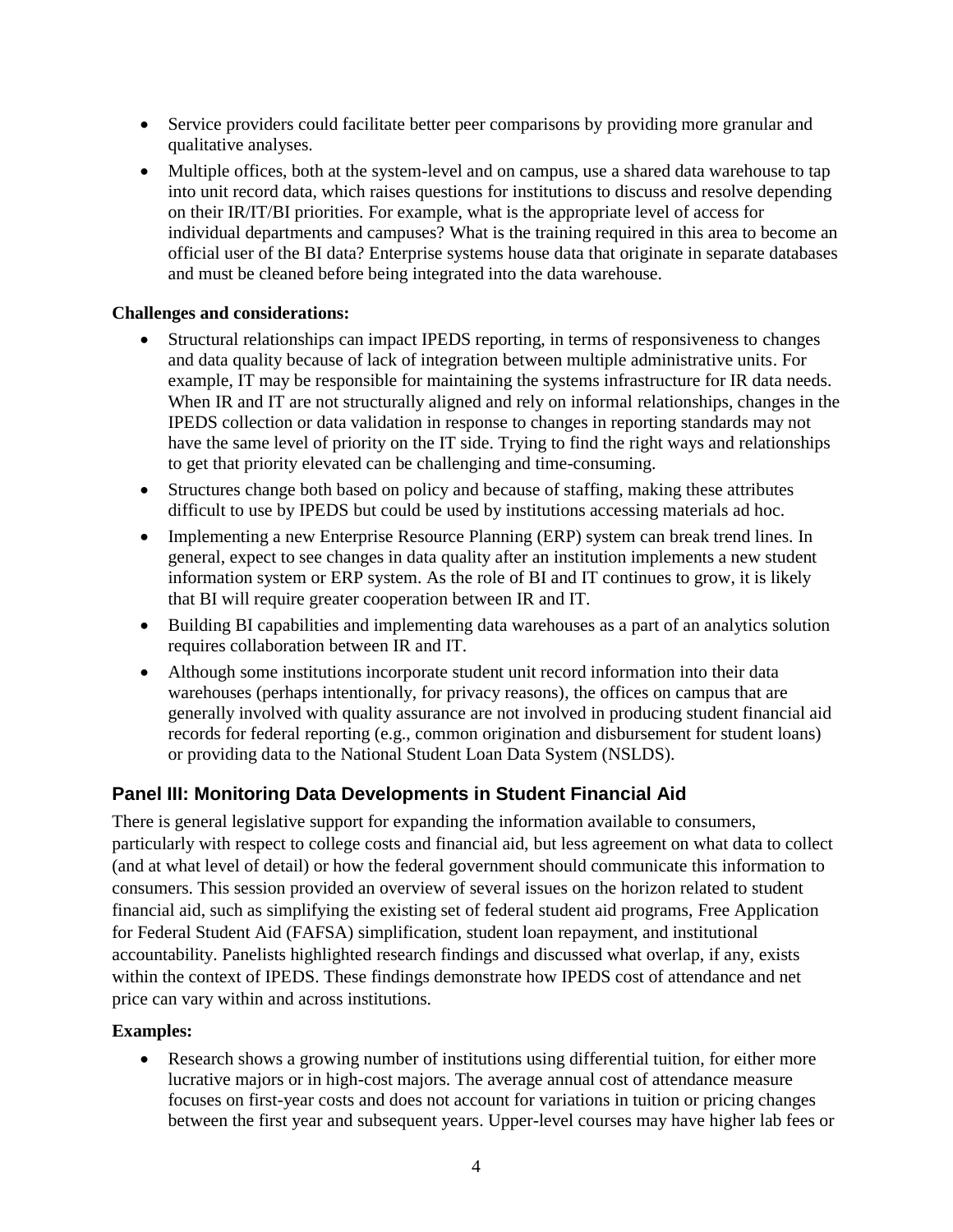- Service providers could facilitate better peer comparisons by providing more granular and qualitative analyses.
- Multiple offices, both at the system-level and on campus, use a shared data warehouse to tap into unit record data, which raises questions for institutions to discuss and resolve depending on their IR/IT/BI priorities. For example, what is the appropriate level of access for individual departments and campuses? What is the training required in this area to become an official user of the BI data? Enterprise systems house data that originate in separate databases and must be cleaned before being integrated into the data warehouse.

**Challenges and considerations:**

- Structural relationships can impact IPEDS reporting, in terms of responsiveness to changes and data quality because of lack of integration between multiple administrative units. For example, IT may be responsible for maintaining the systems infrastructure for IR data needs. When IR and IT are not structurally aligned and rely on informal relationships, changes in the IPEDS collection or data validation in response to changes in reporting standards may not have the same level of priority on the IT side. Trying to find the right ways and relationships to get that priority elevated can be challenging and time-consuming.
- Structures change both based on policy and because of staffing, making these attributes difficult to use by IPEDS but could be used by institutions accessing materials ad hoc.
- Implementing a new Enterprise Resource Planning (ERP) system can break trend lines. In general, expect to see changes in data quality after an institution implements a new student information system or ERP system. As the role of BI and IT continues to grow, it is likely that BI will require greater cooperation between IR and IT.
- Building BI capabilities and implementing data warehouses as a part of an analytics solution requires collaboration between IR and IT.
- Although some institutions incorporate student unit record information into their data warehouses (perhaps intentionally, for privacy reasons), the offices on campus that are generally involved with quality assurance are not involved in producing student financial aid records for federal reporting (e.g., common origination and disbursement for student loans) or providing data to the National Student Loan Data System (NSLDS).

## Panel III: Monitoring Data Developments in Student Financial Aid

There is general legislative support for expanding the information available to consumers, particularly with respect to college costs and financial aid, but less agreement on what data to collect (and at what level of detail) or how the federal government should communicate this information to consumers. This session provided an overview of several issues on the horizon related to student financial aid, such as simplifying the existing set of federal student aid programs, Free Application for Federal Student Aid (FAFSA) simplification, student loan repayment, and institutional accountability. Panelists highlighted research findings and discussed what overlap, if any, exists within the context of IPEDS. These findings demonstrate how IPEDS cost of attendance and net price can vary within and across institutions.

**Examples:**

- Research shows a growing number of institutions using differential tuition, for either more lucrative majors or in high-cost majors. The average annual cost of attendance measure focuses on first-year costs and does not account for variations in tuition or pricing changes between the first year and subsequent years. Upper-level courses may have higher lab fees or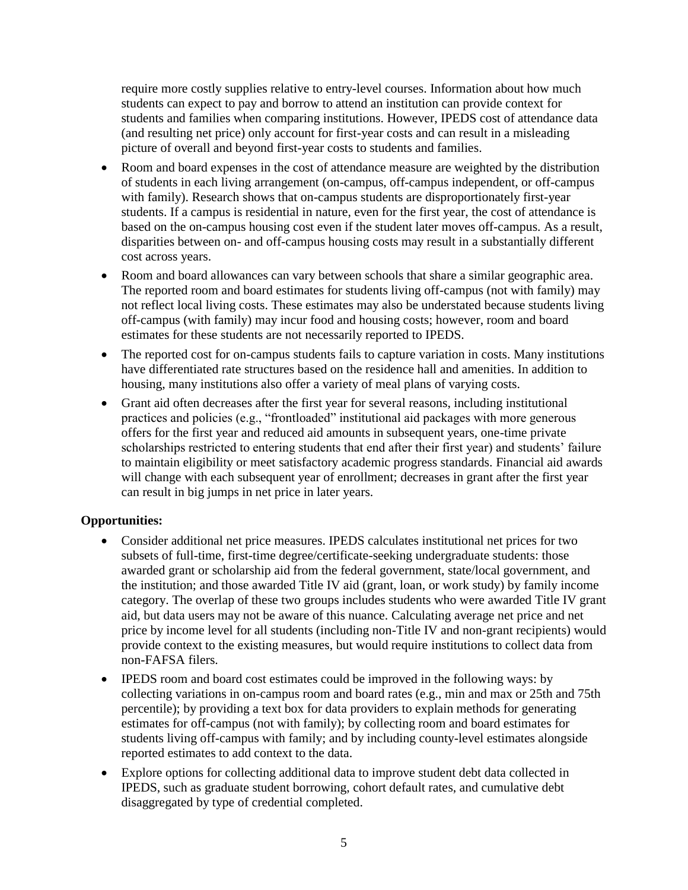require more costly supplies relative to entry-level courses. Information about how much students can expect to pay and borrow to attend an institution can provide context for students and families when comparing institutions. However, IPEDS cost of attendance data (and resulting net price) only account for first-year costs and can result in a misleading picture of overall and beyond first-year costs to students and families.

- Room and board expenses in the cost of attendance measure are weighted by the distribution of students in each living arrangement (on-campus, off-campus independent, or off-campus with family). Research shows that on-campus students are disproportionately first-year students. If a campus is residential in nature, even for the first year, the cost of attendance is based on the on-campus housing cost even if the student later moves off-campus. As a result, disparities between on- and off-campus housing costs may result in a substantially different cost across years.
- Room and board allowances can vary between schools that share a similar geographic area. The reported room and board estimates for students living off-campus (not with family) may not reflect local living costs. These estimates may also be understated because students living off-campus (with family) may incur food and housing costs; however, room and board estimates for these students are not necessarily reported to IPEDS.
- The reported cost for on-campus students fails to capture variation in costs. Many institutions have differentiated rate structures based on the residence hall and amenities. In addition to housing, many institutions also offer a variety of meal plans of varying costs.
- Grant aid often decreases after the first year for several reasons, including institutional practices and policies (e.g., "frontloaded" institutional aid packages with more generous offers for the first year and reduced aid amounts in subsequent years, one-time private scholarships restricted to entering students that end after their first year) and students' failure to maintain eligibility or meet satisfactory academic progress standards. Financial aid awards will change with each subsequent year of enrollment; decreases in grant after the first year can result in big jumps in net price in later years.

**Opportunities:**

- Consider additional net price measures. IPEDS calculates institutional net prices for two subsets of full-time, first-time degree/certificate-seeking undergraduate students: those awarded grant or scholarship aid from the federal government, state/local government, and the institution; and those awarded Title IV aid (grant, loan, or work study) by family income category. The overlap of these two groups includes students who were awarded Title IV grant aid, but data users may not be aware of this nuance. Calculating average net price and net price by income level for all students (including non-Title IV and non-grant recipients) would provide context to the existing measures, but would require institutions to collect data from non-FAFSA filers.
- IPEDS room and board cost estimates could be improved in the following ways: by collecting variations in on-campus room and board rates (e.g., min and max or 25th and 75th percentile); by providing a text box for data providers to explain methods for generating estimates for off-campus (not with family); by collecting room and board estimates for students living off-campus with family; and by including county-level estimates alongside reported estimates to add context to the data.
- Explore options for collecting additional data to improve student debt data collected in IPEDS, such as graduate student borrowing, cohort default rates, and cumulative debt disaggregated by type of credential completed.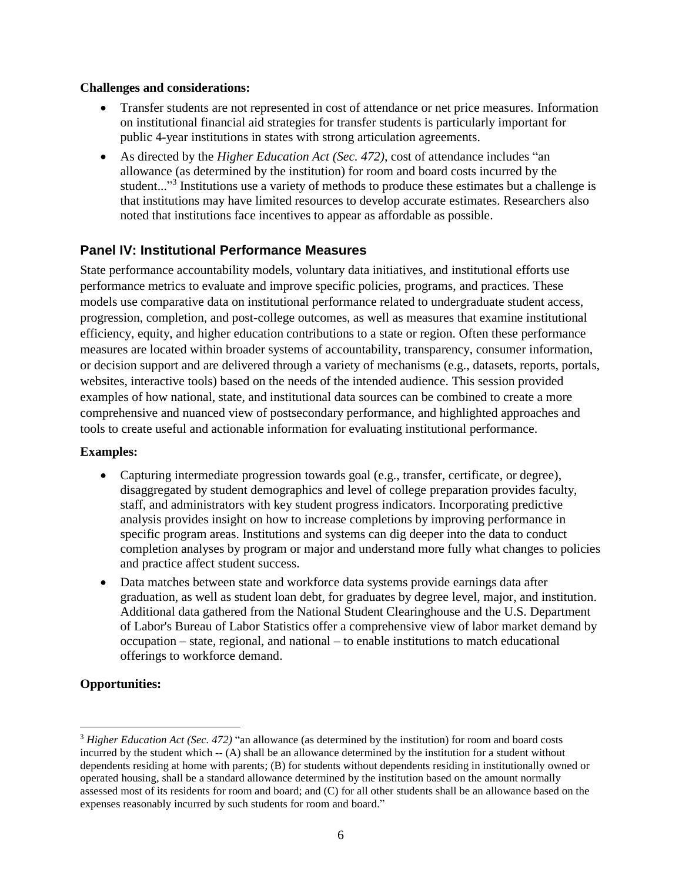**Challenges and considerations:**

- Transfer students are not represented in cost of attendance or net price measures. Information on institutional financial aid strategies for transfer students is particularly important for public 4-year institutions in states with strong articulation agreements.
- As directed by the *Higher Education Act (Sec. 472)*, cost of attendance includes "an allowance (as determined by the institution) for room and board costs incurred by the student..."[3] Institutions use a variety of methods to produce these estimates but a challenge is that institutions may have limited resources to develop accurate estimates. Researchers also noted that institutions face incentives to appear as affordable as possible.

## Panel IV: Institutional Performance Measures

State performance accountability models, voluntary data initiatives, and institutional efforts use performance metrics to evaluate and improve specific policies, programs, and practices. These models use comparative data on institutional performance related to undergraduate student access, progression, completion, and post-college outcomes, as well as measures that examine institutional efficiency, equity, and higher education contributions to a state or region. Often these performance measures are located within broader systems of accountability, transparency, consumer information, or decision support and are delivered through a variety of mechanisms (e.g., datasets, reports, portals, websites, interactive tools) based on the needs of the intended audience. This session provided examples of how national, state, and institutional data sources can be combined to create a more comprehensive and nuanced view of postsecondary performance, and highlighted approaches and tools to create useful and actionable information for evaluating institutional performance.

**Examples:**

- Capturing intermediate progression towards goal (e.g., transfer, certificate, or degree), disaggregated by student demographics and level of college preparation provides faculty, staff, and administrators with key student progress indicators. Incorporating predictive analysis provides insight on how to increase completions by improving performance in specific program areas. Institutions and systems can dig deeper into the data to conduct completion analyses by program or major and understand more fully what changes to policies and practice affect student success.
- Data matches between state and workforce data systems provide earnings data after graduation, as well as student loan debt, for graduates by degree level, major, and institution. Additional data gathered from the National Student Clearinghouse and the U.S. Department of Labor's Bureau of Labor Statistics offer a comprehensive view of labor market demand by occupation – state, regional, and national – to enable institutions to match educational offerings to workforce demand.

**Opportunities:**

[3] *Higher Education Act (Sec. 472)* "an allowance (as determined by the institution) for room and board costs incurred by the student which -- (A) shall be an allowance determined by the institution for a student without dependents residing at home with parents; (B) for students without dependents residing in institutionally owned or operated housing, shall be a standard allowance determined by the institution based on the amount normally assessed most of its residents for room and board; and (C) for all other students shall be an allowance based on the expenses reasonably incurred by such students for room and board."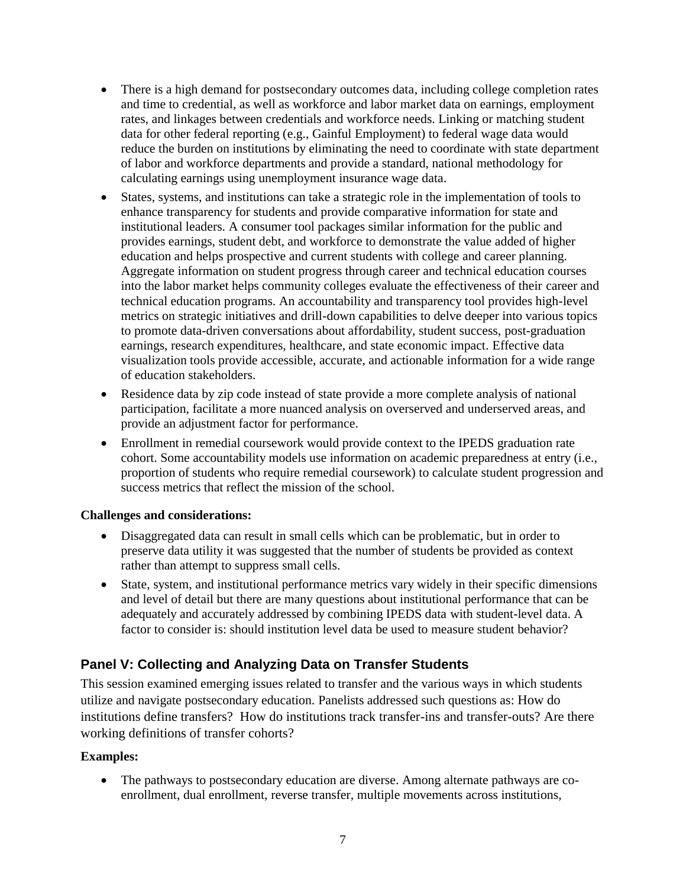- There is a high demand for postsecondary outcomes data, including college completion rates and time to credential, as well as workforce and labor market data on earnings, employment rates, and linkages between credentials and workforce needs. Linking or matching student data for other federal reporting (e.g., Gainful Employment) to federal wage data would reduce the burden on institutions by eliminating the need to coordinate with state department of labor and workforce departments and provide a standard, national methodology for calculating earnings using unemployment insurance wage data.
- States, systems, and institutions can take a strategic role in the implementation of tools to enhance transparency for students and provide comparative information for state and institutional leaders. A consumer tool packages similar information for the public and provides earnings, student debt, and workforce to demonstrate the value added of higher education and helps prospective and current students with college and career planning. Aggregate information on student progress through career and technical education courses into the labor market helps community colleges evaluate the effectiveness of their career and technical education programs. An accountability and transparency tool provides high-level metrics on strategic initiatives and drill-down capabilities to delve deeper into various topics to promote data-driven conversations about affordability, student success, post-graduation earnings, research expenditures, healthcare, and state economic impact. Effective data visualization tools provide accessible, accurate, and actionable information for a wide range of education stakeholders.
- Residence data by zip code instead of state provide a more complete analysis of national participation, facilitate a more nuanced analysis on overserved and underserved areas, and provide an adjustment factor for performance.
- Enrollment in remedial coursework would provide context to the IPEDS graduation rate cohort. Some accountability models use information on academic preparedness at entry (i.e., proportion of students who require remedial coursework) to calculate student progression and success metrics that reflect the mission of the school.

**Challenges and considerations:**

- Disaggregated data can result in small cells which can be problematic, but in order to preserve data utility it was suggested that the number of students be provided as context rather than attempt to suppress small cells.
- State, system, and institutional performance metrics vary widely in their specific dimensions and level of detail but there are many questions about institutional performance that can be adequately and accurately addressed by combining IPEDS data with student-level data. A factor to consider is: should institution level data be used to measure student behavior?

## Panel V: Collecting and Analyzing Data on Transfer Students

This session examined emerging issues related to transfer and the various ways in which students utilize and navigate postsecondary education. Panelists addressed such questions as: How do institutions define transfers? How do institutions track transfer-ins and transfer-outs? Are there working definitions of transfer cohorts?

**Examples:**

- The pathways to postsecondary education are diverse. Among alternate pathways are co-enrollment, dual enrollment, reverse transfer, multiple movements across institutions,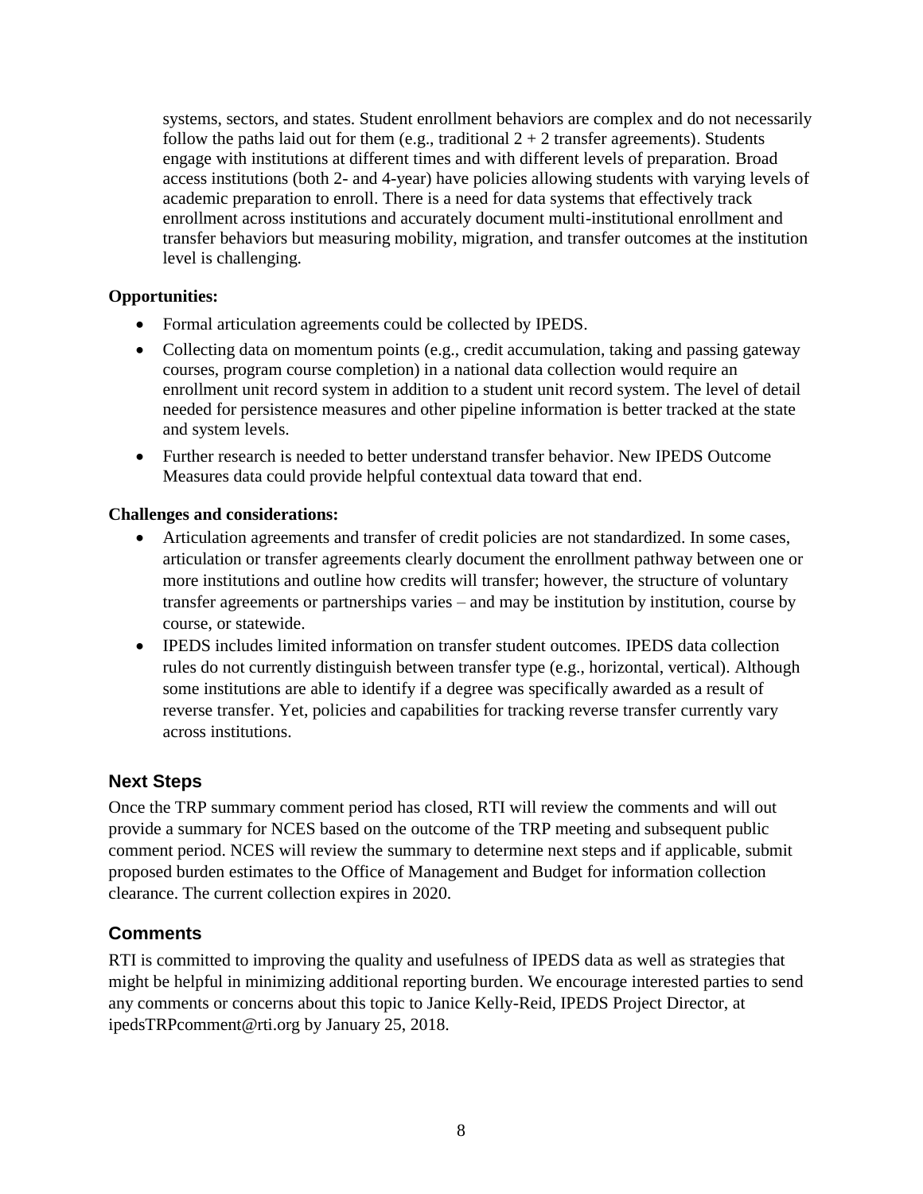systems, sectors, and states. Student enrollment behaviors are complex and do not necessarily follow the paths laid out for them (e.g., traditional 2 + 2 transfer agreements). Students engage with institutions at different times and with different levels of preparation. Broad access institutions (both 2- and 4-year) have policies allowing students with varying levels of academic preparation to enroll. There is a need for data systems that effectively track enrollment across institutions and accurately document multi-institutional enrollment and transfer behaviors but measuring mobility, migration, and transfer outcomes at the institution level is challenging.

**Opportunities:**

- Formal articulation agreements could be collected by IPEDS.
- Collecting data on momentum points (e.g., credit accumulation, taking and passing gateway courses, program course completion) in a national data collection would require an enrollment unit record system in addition to a student unit record system. The level of detail needed for persistence measures and other pipeline information is better tracked at the state and system levels.
- Further research is needed to better understand transfer behavior. New IPEDS Outcome Measures data could provide helpful contextual data toward that end.

**Challenges and considerations:**

- Articulation agreements and transfer of credit policies are not standardized. In some cases, articulation or transfer agreements clearly document the enrollment pathway between one or more institutions and outline how credits will transfer; however, the structure of voluntary transfer agreements or partnerships varies – and may be institution by institution, course by course, or statewide.
- IPEDS includes limited information on transfer student outcomes. IPEDS data collection rules do not currently distinguish between transfer type (e.g., horizontal, vertical). Although some institutions are able to identify if a degree was specifically awarded as a result of reverse transfer. Yet, policies and capabilities for tracking reverse transfer currently vary across institutions.

## Next Steps

Once the TRP summary comment period has closed, RTI will review the comments and will out provide a summary for NCES based on the outcome of the TRP meeting and subsequent public comment period. NCES will review the summary to determine next steps and if applicable, submit proposed burden estimates to the Office of Management and Budget for information collection clearance. The current collection expires in 2020.

## Comments

RTI is committed to improving the quality and usefulness of IPEDS data as well as strategies that might be helpful in minimizing additional reporting burden. We encourage interested parties to send any comments or concerns about this topic to Janice Kelly-Reid, IPEDS Project Director, at ipedsTRPcomment@rti.org by January 25, 2018.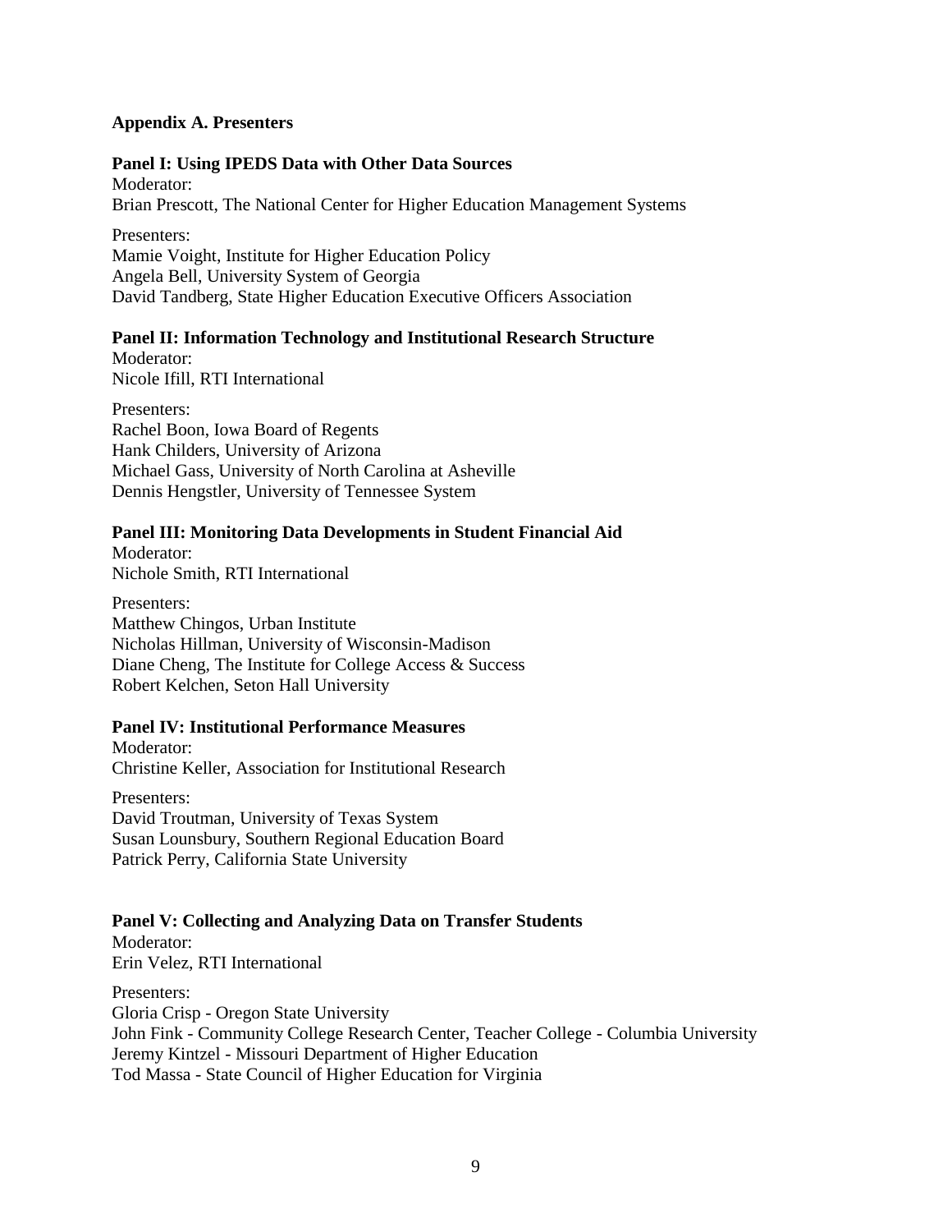## Appendix A. Presenters

### Panel I: Using IPEDS Data with Other Data Sources

Moderator:
Brian Prescott, The National Center for Higher Education Management Systems

Presenters:
Mamie Voight, Institute for Higher Education Policy
Angela Bell, University System of Georgia
David Tandberg, State Higher Education Executive Officers Association

### Panel II: Information Technology and Institutional Research Structure

Moderator:
Nicole Ifill, RTI International

Presenters:
Rachel Boon, Iowa Board of Regents
Hank Childers, University of Arizona
Michael Gass, University of North Carolina at Asheville
Dennis Hengstler, University of Tennessee System

### Panel III: Monitoring Data Developments in Student Financial Aid

Moderator:
Nichole Smith, RTI International

Presenters:
Matthew Chingos, Urban Institute
Nicholas Hillman, University of Wisconsin-Madison
Diane Cheng, The Institute for College Access & Success
Robert Kelchen, Seton Hall University

### Panel IV: Institutional Performance Measures

Moderator:
Christine Keller, Association for Institutional Research

Presenters:
David Troutman, University of Texas System
Susan Lounsbury, Southern Regional Education Board
Patrick Perry, California State University

### Panel V: Collecting and Analyzing Data on Transfer Students

Moderator:
Erin Velez, RTI International

Presenters:
Gloria Crisp - Oregon State University
John Fink - Community College Research Center, Teacher College - Columbia University
Jeremy Kintzel - Missouri Department of Higher Education
Tod Massa - State Council of Higher Education for Virginia